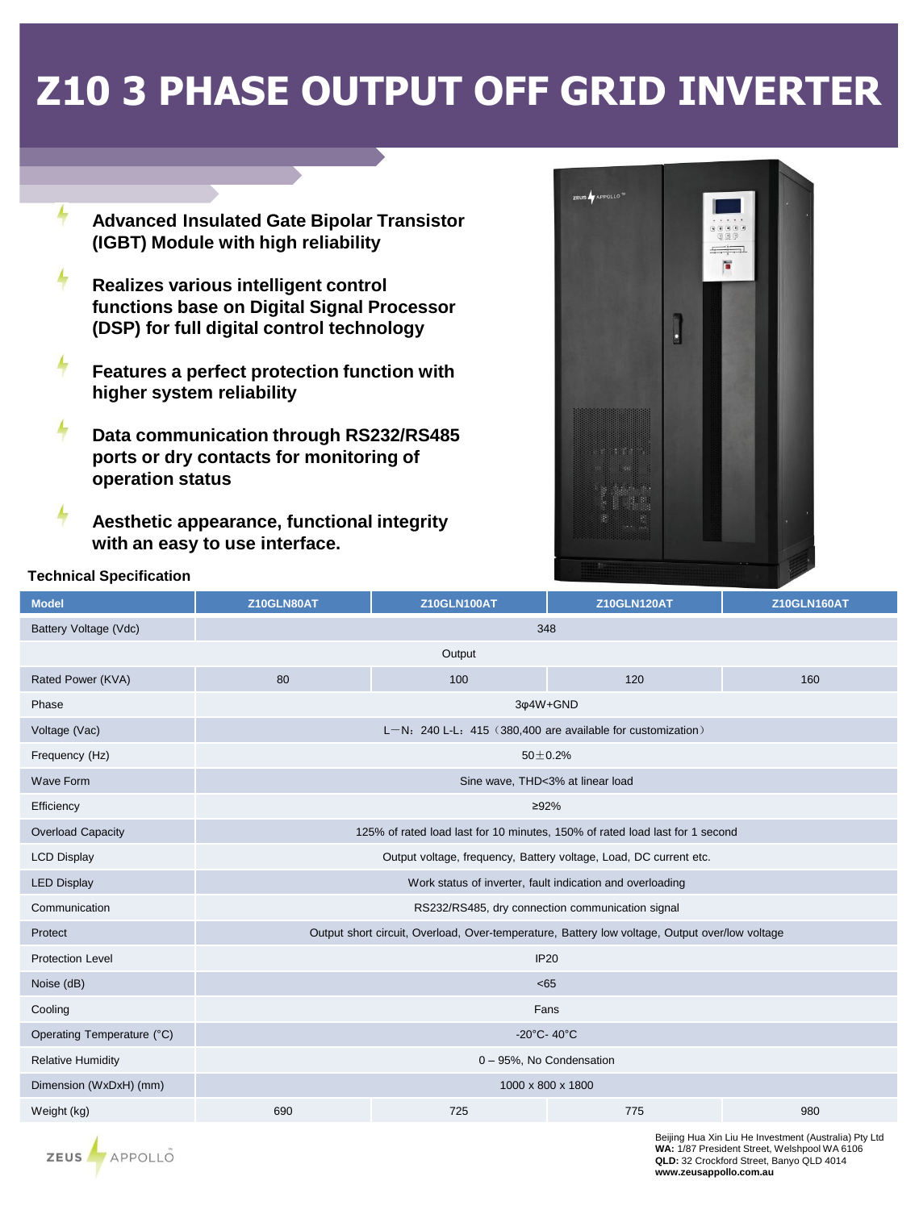# Z10 3 PHASE OUTPUT OFF GRID INVERTER

- **Advanced Insulated Gate Bipolar Transistor (IGBT) Module with high reliability**
- **Realizes various intelligent control functions base on Digital Signal Processor (DSP) for full digital control technology**
- **Features a perfect protection function with higher system reliability**
- **Data communication through RS232/RS485 ports or dry contacts for monitoring of operation status**
- **Aesthetic appearance, functional integrity with an easy to use interface.**

**Technical Specification**

| Model | Z10GLN80AT | Z10GLN100AT | Z10GLN120AT | Z10GLN160AT |
|---|---|---|---|---|
| Battery Voltage (Vdc) | 348 | | | |
| Output | | | | |
| Rated Power (KVA) | 80 | 100 | 120 | 160 |
| Phase | 3φ4W+GND | | | |
| Voltage (Vac) | L－N：240 L-L：415（380,400 are available for customization） | | | |
| Frequency (Hz) | 50±0.2% | | | |
| Wave Form | Sine wave, THD<3% at linear load | | | |
| Efficiency | ≥92% | | | |
| Overload Capacity | 125% of rated load last for 10 minutes, 150% of rated load last for 1 second | | | |
| LCD Display | Output voltage, frequency, Battery voltage, Load, DC current etc. | | | |
| LED Display | Work status of inverter, fault indication and overloading | | | |
| Communication | RS232/RS485, dry connection communication signal | | | |
| Protect | Output short circuit, Overload, Over-temperature, Battery low voltage, Output over/low voltage | | | |
| Protection Level | IP20 | | | |
| Noise (dB) | <65 | | | |
| Cooling | Fans | | | |
| Operating Temperature (°C) | -20°C- 40°C | | | |
| Relative Humidity | 0 – 95%, No Condensation | | | |
| Dimension (WxDxH) (mm) | 1000 x 800 x 1800 | | | |
| Weight (kg) | 690 | 725 | 775 | 980 |

ZEUS APPOLLO

Beijing Hua Xin Liu He Investment (Australia) Pty Ltd
**WA:** 1/87 President Street, Welshpool WA 6106
**QLD:** 32 Crockford Street, Banyo QLD 4014
**www.zeusappollo.com.au**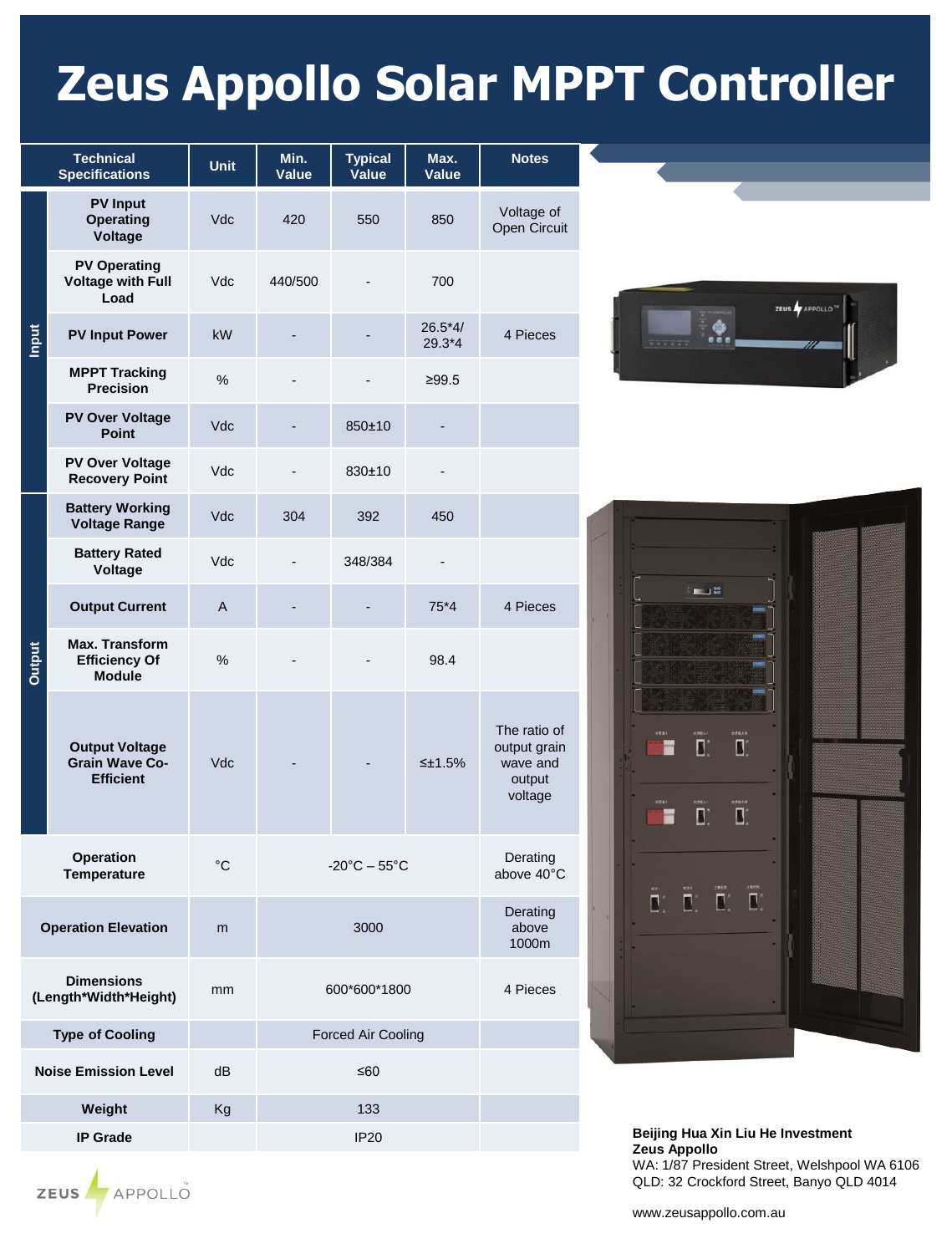# Zeus Appollo Solar MPPT Controller

| | Technical Specifications | Unit | Min. Value | Typical Value | Max. Value | Notes |
|---|---|---|---|---|---|---|
| Input | PV Input Operating Voltage | Vdc | 420 | 550 | 850 | Voltage of Open Circuit |
| | PV Operating Voltage with Full Load | Vdc | 440/500 | - | 700 | |
| | PV Input Power | kW | - | - | 26.5*4/ 29.3*4 | 4 Pieces |
| | MPPT Tracking Precision | % | - | - | ≥99.5 | |
| | PV Over Voltage Point | Vdc | - | 850±10 | - | |
| | PV Over Voltage Recovery Point | Vdc | - | 830±10 | - | |
| Output | Battery Working Voltage Range | Vdc | 304 | 392 | 450 | |
| | Battery Rated Voltage | Vdc | - | 348/384 | - | |
| | Output Current | A | - | - | 75*4 | 4 Pieces |
| | Max. Transform Efficiency Of Module | % | - | - | 98.4 | |
| | Output Voltage Grain Wave Co-Efficient | Vdc | - | - | ≤±1.5% | The ratio of output grain wave and output voltage |
| Operation Temperature | | °C | -20°C – 55°C | | | Derating above 40°C |
| Operation Elevation | | m | 3000 | | | Derating above 1000m |
| Dimensions (Length*Width*Height) | | mm | 600*600*1800 | | | 4 Pieces |
| Type of Cooling | | | Forced Air Cooling | | | |
| Noise Emission Level | | dB | ≤60 | | | |
| Weight | | Kg | 133 | | | |
| IP Grade | | | IP20 | | | |

**Beijing Hua Xin Liu He Investment**
**Zeus Appollo**
WA: 1/87 President Street, Welshpool WA 6106
QLD: 32 Crockford Street, Banyo QLD 4014

www.zeusappollo.com.au

ZEUS APPOLLO